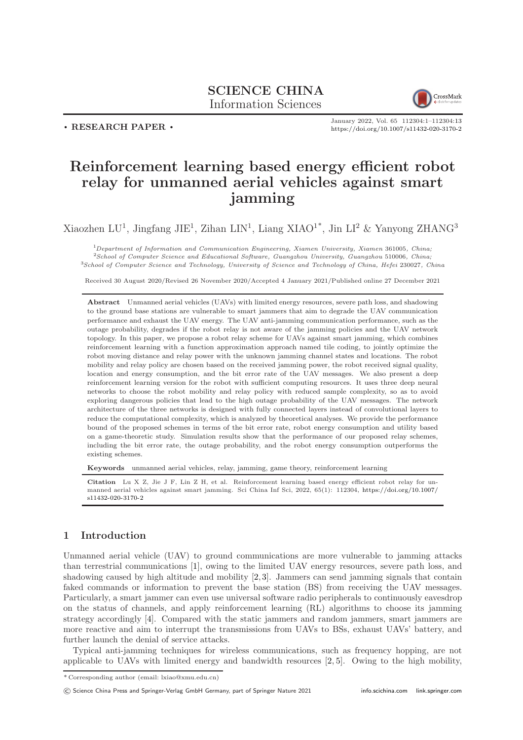# SCIENCE CHINA
## Information Sciences

• **RESEARCH PAPER** •

January 2022, Vol. 65 112304:1–112304:13
https://doi.org/10.1007/s11432-020-3170-2

# Reinforcement learning based energy efficient robot relay for unmanned aerial vehicles against smart jamming

Xiaozhen LU[1], Jingfang JIE[1], Zihan LIN[1], Liang XIAO[1*], Jin LI[2] & Yanyong ZHANG[3]

[1] *Department of Information and Communication Engineering, Xiamen University, Xiamen 361005, China;*
[2] *School of Computer Science and Educational Software, Guangzhou University, Guangzhou 510006, China;*
[3] *School of Computer Science and Technology, University of Science and Technology of China, Hefei 230027, China*

Received 30 August 2020/Revised 26 November 2020/Accepted 4 January 2021/Published online 27 December 2021

**Abstract** Unmanned aerial vehicles (UAVs) with limited energy resources, severe path loss, and shadowing to the ground base stations are vulnerable to smart jammers that aim to degrade the UAV communication performance and exhaust the UAV energy. The UAV anti-jamming communication performance, such as the outage probability, degrades if the robot relay is not aware of the jamming policies and the UAV network topology. In this paper, we propose a robot relay scheme for UAVs against smart jamming, which combines reinforcement learning with a function approximation approach named tile coding, to jointly optimize the robot moving distance and relay power with the unknown jamming channel states and locations. The robot mobility and relay policy are chosen based on the received jamming power, the robot received signal quality, location and energy consumption, and the bit error rate of the UAV messages. We also present a deep reinforcement learning version for the robot with sufficient computing resources. It uses three deep neural networks to choose the robot mobility and relay policy with reduced sample complexity, so as to avoid exploring dangerous policies that lead to the high outage probability of the UAV messages. The network architecture of the three networks is designed with fully connected layers instead of convolutional layers to reduce the computational complexity, which is analyzed by theoretical analyses. We provide the performance bound of the proposed schemes in terms of the bit error rate, robot energy consumption and utility based on a game-theoretic study. Simulation results show that the performance of our proposed relay schemes, including the bit error rate, the outage probability, and the robot energy consumption outperforms the existing schemes.

**Keywords** unmanned aerial vehicles, relay, jamming, game theory, reinforcement learning

**Citation** Lu X Z, Jie J F, Lin Z H, et al. Reinforcement learning based energy efficient robot relay for unmanned aerial vehicles against smart jamming. Sci China Inf Sci, 2022, 65(1): 112304, https://doi.org/10.1007/s11432-020-3170-2

## 1 Introduction

Unmanned aerial vehicle (UAV) to ground communications are more vulnerable to jamming attacks than terrestrial communications [1], owing to the limited UAV energy resources, severe path loss, and shadowing caused by high altitude and mobility [2, 3]. Jammers can send jamming signals that contain faked commands or information to prevent the base station (BS) from receiving the UAV messages. Particularly, a smart jammer can even use universal software radio peripherals to continuously eavesdrop on the status of channels, and apply reinforcement learning (RL) algorithms to choose its jamming strategy accordingly [4]. Compared with the static jammers and random jammers, smart jammers are more reactive and aim to interrupt the transmissions from UAVs to BSs, exhaust UAVs' battery, and further launch the denial of service attacks.

Typical anti-jamming techniques for wireless communications, such as frequency hopping, are not applicable to UAVs with limited energy and bandwidth resources [2, 5]. Owing to the high mobility,

*Corresponding author (email: lxiao@xmu.edu.cn)

© Science China Press and Springer-Verlag GmbH Germany, part of Springer Nature 2021 info.scichina.com link.springer.com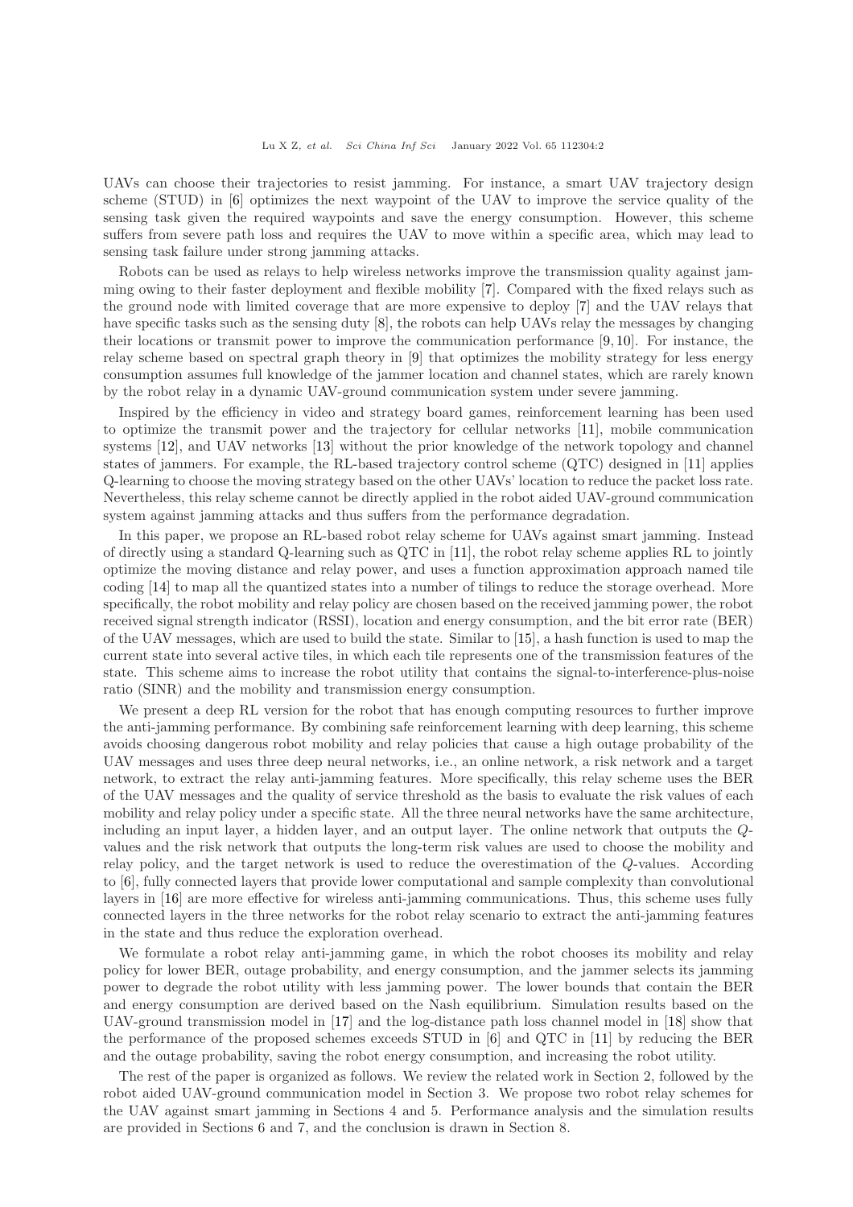UAVs can choose their trajectories to resist jamming. For instance, a smart UAV trajectory design scheme (STUD) in [6] optimizes the next waypoint of the UAV to improve the service quality of the sensing task given the required waypoints and save the energy consumption. However, this scheme suffers from severe path loss and requires the UAV to move within a specific area, which may lead to sensing task failure under strong jamming attacks.

Robots can be used as relays to help wireless networks improve the transmission quality against jamming owing to their faster deployment and flexible mobility [7]. Compared with the fixed relays such as the ground node with limited coverage that are more expensive to deploy [7] and the UAV relays that have specific tasks such as the sensing duty [8], the robots can help UAVs relay the messages by changing their locations or transmit power to improve the communication performance [9, 10]. For instance, the relay scheme based on spectral graph theory in [9] that optimizes the mobility strategy for less energy consumption assumes full knowledge of the jammer location and channel states, which are rarely known by the robot relay in a dynamic UAV-ground communication system under severe jamming.

Inspired by the efficiency in video and strategy board games, reinforcement learning has been used to optimize the transmit power and the trajectory for cellular networks [11], mobile communication systems [12], and UAV networks [13] without the prior knowledge of the network topology and channel states of jammers. For example, the RL-based trajectory control scheme (QTC) designed in [11] applies Q-learning to choose the moving strategy based on the other UAVs' location to reduce the packet loss rate. Nevertheless, this relay scheme cannot be directly applied in the robot aided UAV-ground communication system against jamming attacks and thus suffers from the performance degradation.

In this paper, we propose an RL-based robot relay scheme for UAVs against smart jamming. Instead of directly using a standard Q-learning such as QTC in [11], the robot relay scheme applies RL to jointly optimize the moving distance and relay power, and uses a function approximation approach named tile coding [14] to map all the quantized states into a number of tilings to reduce the storage overhead. More specifically, the robot mobility and relay policy are chosen based on the received jamming power, the robot received signal strength indicator (RSSI), location and energy consumption, and the bit error rate (BER) of the UAV messages, which are used to build the state. Similar to [15], a hash function is used to map the current state into several active tiles, in which each tile represents one of the transmission features of the state. This scheme aims to increase the robot utility that contains the signal-to-interference-plus-noise ratio (SINR) and the mobility and transmission energy consumption.

We present a deep RL version for the robot that has enough computing resources to further improve the anti-jamming performance. By combining safe reinforcement learning with deep learning, this scheme avoids choosing dangerous robot mobility and relay policies that cause a high outage probability of the UAV messages and uses three deep neural networks, i.e., an online network, a risk network and a target network, to extract the relay anti-jamming features. More specifically, this relay scheme uses the BER of the UAV messages and the quality of service threshold as the basis to evaluate the risk values of each mobility and relay policy under a specific state. All the three neural networks have the same architecture, including an input layer, a hidden layer, and an output layer. The online network that outputs the $Q$-values and the risk network that outputs the long-term risk values are used to choose the mobility and relay policy, and the target network is used to reduce the overestimation of the $Q$-values. According to [6], fully connected layers that provide lower computational and sample complexity than convolutional layers in [16] are more effective for wireless anti-jamming communications. Thus, this scheme uses fully connected layers in the three networks for the robot relay scenario to extract the anti-jamming features in the state and thus reduce the exploration overhead.

We formulate a robot relay anti-jamming game, in which the robot chooses its mobility and relay policy for lower BER, outage probability, and energy consumption, and the jammer selects its jamming power to degrade the robot utility with less jamming power. The lower bounds that contain the BER and energy consumption are derived based on the Nash equilibrium. Simulation results based on the UAV-ground transmission model in [17] and the log-distance path loss channel model in [18] show that the performance of the proposed schemes exceeds STUD in [6] and QTC in [11] by reducing the BER and the outage probability, saving the robot energy consumption, and increasing the robot utility.

The rest of the paper is organized as follows. We review the related work in Section 2, followed by the robot aided UAV-ground communication model in Section 3. We propose two robot relay schemes for the UAV against smart jamming in Sections 4 and 5. Performance analysis and the simulation results are provided in Sections 6 and 7, and the conclusion is drawn in Section 8.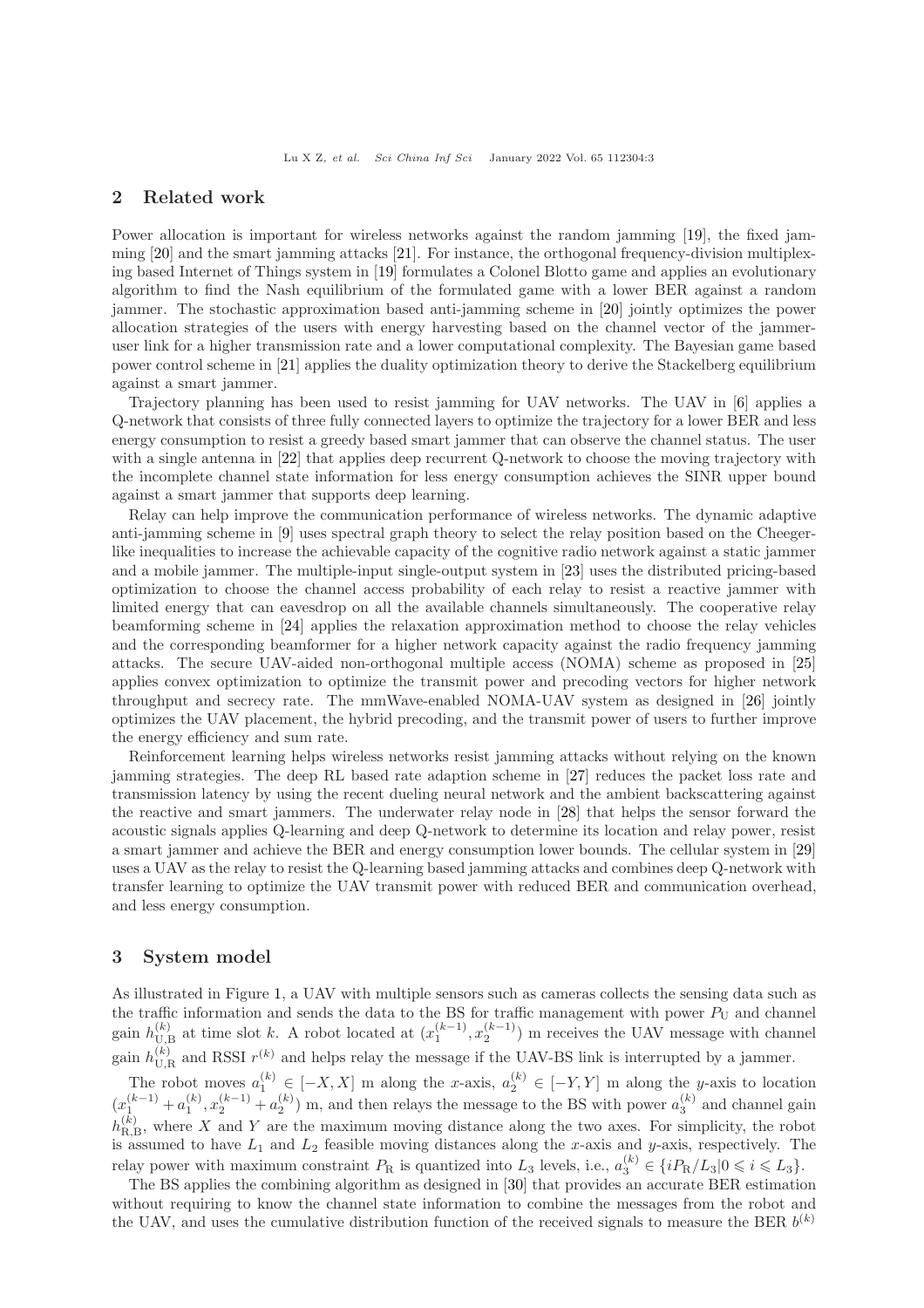## 2 Related work

Power allocation is important for wireless networks against the random jamming [19], the fixed jamming [20] and the smart jamming attacks [21]. For instance, the orthogonal frequency-division multiplexing based Internet of Things system in [19] formulates a Colonel Blotto game and applies an evolutionary algorithm to find the Nash equilibrium of the formulated game with a lower BER against a random jammer. The stochastic approximation based anti-jamming scheme in [20] jointly optimizes the power allocation strategies of the users with energy harvesting based on the channel vector of the jammer-user link for a higher transmission rate and a lower computational complexity. The Bayesian game based power control scheme in [21] applies the duality optimization theory to derive the Stackelberg equilibrium against a smart jammer.

Trajectory planning has been used to resist jamming for UAV networks. The UAV in [6] applies a Q-network that consists of three fully connected layers to optimize the trajectory for a lower BER and less energy consumption to resist a greedy based smart jammer that can observe the channel status. The user with a single antenna in [22] that applies deep recurrent Q-network to choose the moving trajectory with the incomplete channel state information for less energy consumption achieves the SINR upper bound against a smart jammer that supports deep learning.

Relay can help improve the communication performance of wireless networks. The dynamic adaptive anti-jamming scheme in [9] uses spectral graph theory to select the relay position based on the Cheeger-like inequalities to increase the achievable capacity of the cognitive radio network against a static jammer and a mobile jammer. The multiple-input single-output system in [23] uses the distributed pricing-based optimization to choose the channel access probability of each relay to resist a reactive jammer with limited energy that can eavesdrop on all the available channels simultaneously. The cooperative relay beamforming scheme in [24] applies the relaxation approximation method to choose the relay vehicles and the corresponding beamformer for a higher network capacity against the radio frequency jamming attacks. The secure UAV-aided non-orthogonal multiple access (NOMA) scheme as proposed in [25] applies convex optimization to optimize the transmit power and precoding vectors for higher network throughput and secrecy rate. The mmWave-enabled NOMA-UAV system as designed in [26] jointly optimizes the UAV placement, the hybrid precoding, and the transmit power of users to further improve the energy efficiency and sum rate.

Reinforcement learning helps wireless networks resist jamming attacks without relying on the known jamming strategies. The deep RL based rate adaption scheme in [27] reduces the packet loss rate and transmission latency by using the recent dueling neural network and the ambient backscattering against the reactive and smart jammers. The underwater relay node in [28] that helps the sensor forward the acoustic signals applies Q-learning and deep Q-network to determine its location and relay power, resist a smart jammer and achieve the BER and energy consumption lower bounds. The cellular system in [29] uses a UAV as the relay to resist the Q-learning based jamming attacks and combines deep Q-network with transfer learning to optimize the UAV transmit power with reduced BER and communication overhead, and less energy consumption.

## 3 System model

As illustrated in Figure 1, a UAV with multiple sensors such as cameras collects the sensing data such as the traffic information and sends the data to the BS for traffic management with power $P_{\rm U}$ and channel gain $h_{\rm U,B}^{(k)}$ at time slot $k$. A robot located at $(x_1^{(k-1)}, x_2^{(k-1)})$ m receives the UAV message with channel gain $h_{\rm U,R}^{(k)}$ and RSSI $r^{(k)}$ and helps relay the message if the UAV-BS link is interrupted by a jammer.

The robot moves $a_1^{(k)} \in [-X, X]$ m along the $x$-axis, $a_2^{(k)} \in [-Y, Y]$ m along the $y$-axis to location $(x_1^{(k-1)} + a_1^{(k)}, x_2^{(k-1)} + a_2^{(k)})$ m, and then relays the message to the BS with power $a_3^{(k)}$ and channel gain $h_{\rm R,B}^{(k)}$, where $X$ and $Y$ are the maximum moving distance along the two axes. For simplicity, the robot is assumed to have $L_1$ and $L_2$ feasible moving distances along the $x$-axis and $y$-axis, respectively. The relay power with maximum constraint $P_{\rm R}$ is quantized into $L_3$ levels, i.e., $a_3^{(k)} \in \{iP_{\rm R}/L_3 | 0 \leqslant i \leqslant L_3\}$.

The BS applies the combining algorithm as designed in [30] that provides an accurate BER estimation without requiring to know the channel state information to combine the messages from the robot and the UAV, and uses the cumulative distribution function of the received signals to measure the BER $b^{(k)}$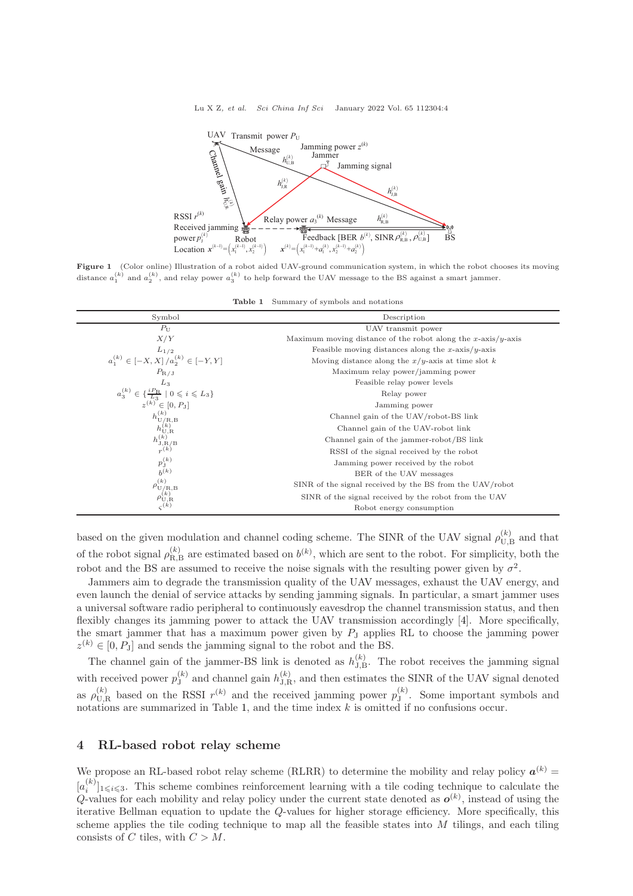**Figure 1** (Color online) Illustration of a robot aided UAV-ground communication system, in which the robot chooses its moving distance $a_1^{(k)}$ and $a_2^{(k)}$, and relay power $a_3^{(k)}$ to help forward the UAV message to the BS against a smart jammer.

**Table 1** Summary of symbols and notations

| Symbol | Description |
|---|---|
| $P_{\rm U}$ | UAV transmit power |
| $X/Y$ | Maximum moving distance of the robot along the $x$-axis/$y$-axis |
| $L_{1/2}$ | Feasible moving distances along the $x$-axis/$y$-axis |
| $a_1^{(k)} \in [-X, X]/a_2^{(k)} \in [-Y, Y]$ | Moving distance along the $x/y$-axis at time slot $k$ |
| $P_{\rm R/J}$ | Maximum relay power/jamming power |
| $L_3$ | Feasible relay power levels |
| $a_3^{(k)} \in \{\frac{iP_{\rm R}}{L_3} \mid 0 \leqslant i \leqslant L_3\}$ | Relay power |
| $z^{(k)} \in [0, P_{\rm J}]$ | Jamming power |
| $h_{\rm U/R,B}^{(k)}$ | Channel gain of the UAV/robot-BS link |
| $h_{\rm U,R}^{(k)}$ | Channel gain of the UAV-robot link |
| $h_{\rm J,R/B}^{(k)}$ | Channel gain of the jammer-robot/BS link |
| $r^{(k)}$ | RSSI of the signal received by the robot |
| $p_{\rm J}^{(k)}$ | Jamming power received by the robot |
| $b^{(k)}$ | BER of the UAV messages |
| $\rho_{\rm U/R,B}^{(k)}$ | SINR of the signal received by the BS from the UAV/robot |
| $\rho_{\rm U,R}^{(k)}$ | SINR of the signal received by the robot from the UAV |
| $\varsigma^{(k)}$ | Robot energy consumption |

based on the given modulation and channel coding scheme. The SINR of the UAV signal $\rho_{\rm U,B}^{(k)}$ and that of the robot signal $\rho_{\rm R,B}^{(k)}$ are estimated based on $b^{(k)}$, which are sent to the robot. For simplicity, both the robot and the BS are assumed to receive the noise signals with the resulting power given by $\sigma^2$.

Jammers aim to degrade the transmission quality of the UAV messages, exhaust the UAV energy, and even launch the denial of service attacks by sending jamming signals. In particular, a smart jammer uses a universal software radio peripheral to continuously eavesdrop the channel transmission status, and then flexibly changes its jamming power to attack the UAV transmission accordingly [4]. More specifically, the smart jammer that has a maximum power given by $P_{\rm J}$ applies RL to choose the jamming power $z^{(k)} \in [0, P_{\rm J}]$ and sends the jamming signal to the robot and the BS.

The channel gain of the jammer-BS link is denoted as $h_{\rm J,B}^{(k)}$. The robot receives the jamming signal with received power $p_{\rm J}^{(k)}$ and channel gain $h_{\rm J,R}^{(k)}$, and then estimates the SINR of the UAV signal denoted as $\rho_{\rm U,R}^{(k)}$ based on the RSSI $r^{(k)}$ and the received jamming power $p_{\rm J}^{(k)}$. Some important symbols and notations are summarized in Table 1, and the time index $k$ is omitted if no confusions occur.

## 4 RL-based robot relay scheme

We propose an RL-based robot relay scheme (RLRR) to determine the mobility and relay policy $\boldsymbol{a}^{(k)} = [a_i^{(k)}]_{1 \leqslant i \leqslant 3}$. This scheme combines reinforcement learning with a tile coding technique to calculate the $Q$-values for each mobility and relay policy under the current state denoted as $\boldsymbol{o}^{(k)}$, instead of using the iterative Bellman equation to update the $Q$-values for higher storage efficiency. More specifically, this scheme applies the tile coding technique to map all the feasible states into $M$ tilings, and each tiling consists of $C$ tiles, with $C > M$.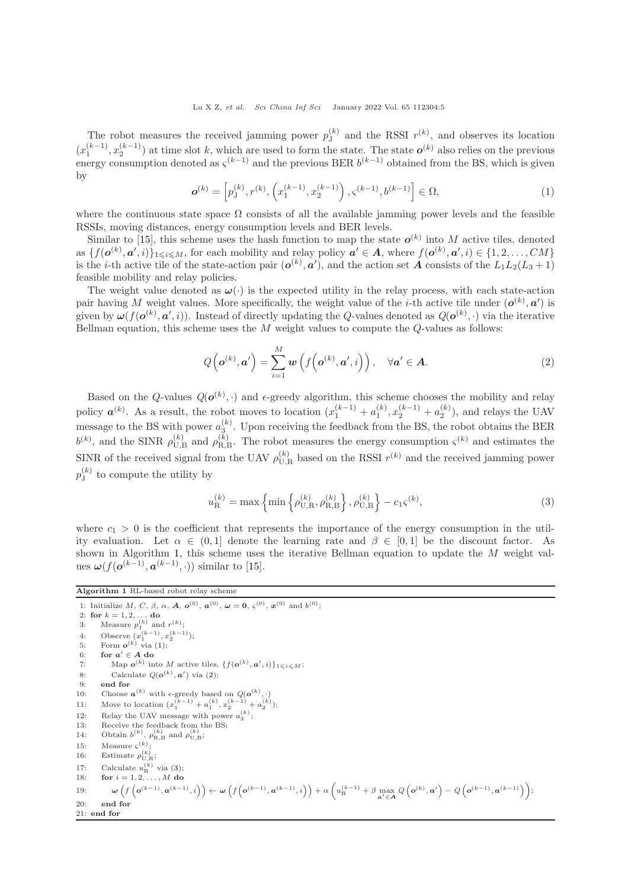The robot measures the received jamming power $p_{\rm J}^{(k)}$ and the RSSI $r^{(k)}$, and observes its location $(x_1^{(k-1)}, x_2^{(k-1)})$ at time slot $k$, which are used to form the state. The state $\boldsymbol{o}^{(k)}$ also relies on the previous energy consumption denoted as $\varsigma^{(k-1)}$ and the previous BER $b^{(k-1)}$ obtained from the BS, which is given by

$$\boldsymbol{o}^{(k)} = \left[p_{\rm J}^{(k)}, r^{(k)}, \left(x_1^{(k-1)}, x_2^{(k-1)}\right), \varsigma^{(k-1)}, b^{(k-1)}\right] \in \Omega, \tag{1}$$

where the continuous state space $\Omega$ consists of all the available jamming power levels and the feasible RSSIs, moving distances, energy consumption levels and BER levels.

Similar to [15], this scheme uses the hash function to map the state $\boldsymbol{o}^{(k)}$ into $M$ active tiles, denoted as $\{f(\boldsymbol{o}^{(k)}, \boldsymbol{a}', i)\}_{1 \leqslant i \leqslant M}$, for each mobility and relay policy $\boldsymbol{a}' \in \boldsymbol{A}$, where $f(\boldsymbol{o}^{(k)}, \boldsymbol{a}', i) \in \{1, 2, \ldots, CM\}$ is the $i$-th active tile of the state-action pair $(\boldsymbol{o}^{(k)}, \boldsymbol{a}')$, and the action set $\boldsymbol{A}$ consists of the $L_1 L_2 (L_3 + 1)$ feasible mobility and relay policies.

The weight value denoted as $\boldsymbol{\omega}(\cdot)$ is the expected utility in the relay process, with each state-action pair having $M$ weight values. More specifically, the weight value of the $i$-th active tile under $(\boldsymbol{o}^{(k)}, \boldsymbol{a}')$ is given by $\boldsymbol{\omega}(f(\boldsymbol{o}^{(k)}, \boldsymbol{a}', i))$. Instead of directly updating the $Q$-values denoted as $Q(\boldsymbol{o}^{(k)}, \cdot)$ via the iterative Bellman equation, this scheme uses the $M$ weight values to compute the $Q$-values as follows:

$$Q\left(\boldsymbol{o}^{(k)}, \boldsymbol{a}'\right) = \sum_{i=1}^{M} \boldsymbol{w}\left(f\left(\boldsymbol{o}^{(k)}, \boldsymbol{a}', i\right)\right), \quad \forall \boldsymbol{a}' \in \boldsymbol{A}. \tag{2}$$

Based on the $Q$-values $Q(\boldsymbol{o}^{(k)}, \cdot)$ and $\epsilon$-greedy algorithm, this scheme chooses the mobility and relay policy $\boldsymbol{a}^{(k)}$. As a result, the robot moves to location $(x_1^{(k-1)} + a_1^{(k)}, x_2^{(k-1)} + a_2^{(k)})$, and relays the UAV message to the BS with power $a_3^{(k)}$. Upon receiving the feedback from the BS, the robot obtains the BER $b^{(k)}$, and the SINR $\rho_{\rm U,B}^{(k)}$ and $\rho_{\rm R,B}^{(k)}$. The robot measures the energy consumption $\varsigma^{(k)}$ and estimates the SINR of the received signal from the UAV $\rho_{\rm U,R}^{(k)}$ based on the RSSI $r^{(k)}$ and the received jamming power $p_{\rm J}^{(k)}$ to compute the utility by

$$u_{\rm R}^{(k)} = \max\left\{\min\left\{\rho_{\rm U,R}^{(k)}, \rho_{\rm R,B}^{(k)}\right\}, \rho_{\rm U,B}^{(k)}\right\} - c_1 \varsigma^{(k)}, \tag{3}$$

where $c_1 > 0$ is the coefficient that represents the importance of the energy consumption in the utility evaluation. Let $\alpha \in (0, 1]$ denote the learning rate and $\beta \in [0, 1]$ be the discount factor. As shown in Algorithm 1, this scheme uses the iterative Bellman equation to update the $M$ weight values $\boldsymbol{\omega}(f(\boldsymbol{o}^{(k-1)}, \boldsymbol{a}^{(k-1)}, \cdot))$ similar to [15].

**Algorithm 1** RL-based robot relay scheme

1: Initialize $M$, $C$, $\beta$, $\alpha$, $\boldsymbol{A}$, $\boldsymbol{o}^{(0)}$, $\boldsymbol{a}^{(0)}$, $\boldsymbol{\omega} = \boldsymbol{0}$, $\varsigma^{(0)}$, $\boldsymbol{x}^{(0)}$ and $b^{(0)}$;
2: **for** $k = 1, 2, \ldots$ **do**
3: &nbsp;&nbsp;&nbsp;&nbsp;Measure $p_{\rm J}^{(k)}$ and $r^{(k)}$;
4: &nbsp;&nbsp;&nbsp;&nbsp;Observe $(x_1^{(k-1)}, x_2^{(k-1)})$;
5: &nbsp;&nbsp;&nbsp;&nbsp;Form $\boldsymbol{o}^{(k)}$ via (1);
6: &nbsp;&nbsp;&nbsp;&nbsp;**for** $\boldsymbol{a}' \in \boldsymbol{A}$ **do**
7: &nbsp;&nbsp;&nbsp;&nbsp;&nbsp;&nbsp;&nbsp;&nbsp;Map $\boldsymbol{o}^{(k)}$ into $M$ active tiles, $\{f(\boldsymbol{o}^{(k)}, \boldsymbol{a}', i)\}_{1 \leqslant i \leqslant M}$;
8: &nbsp;&nbsp;&nbsp;&nbsp;&nbsp;&nbsp;&nbsp;&nbsp;Calculate $Q(\boldsymbol{o}^{(k)}, \boldsymbol{a}')$ via (2);
9: &nbsp;&nbsp;&nbsp;&nbsp;**end for**
10: &nbsp;&nbsp;&nbsp;Choose $\boldsymbol{a}^{(k)}$ with $\epsilon$-greedy based on $Q(\boldsymbol{o}^{(k)}, \cdot)$
11: &nbsp;&nbsp;&nbsp;Move to location $(x_1^{(k-1)} + a_1^{(k)}, x_2^{(k-1)} + a_2^{(k)})$;
12: &nbsp;&nbsp;&nbsp;Relay the UAV message with power $a_3^{(k)}$;
13: &nbsp;&nbsp;&nbsp;Receive the feedback from the BS;
14: &nbsp;&nbsp;&nbsp;Obtain $b^{(k)}$, $\rho_{\rm R,B}^{(k)}$ and $\rho_{\rm U,B}^{(k)}$;
15: &nbsp;&nbsp;&nbsp;Measure $\varsigma^{(k)}$;
16: &nbsp;&nbsp;&nbsp;Estimate $\rho_{\rm U,R}^{(k)}$;
17: &nbsp;&nbsp;&nbsp;Calculate $u_{\rm R}^{(k)}$ via (3);
18: &nbsp;&nbsp;&nbsp;**for** $i = 1, 2, \ldots, M$ **do**
19: &nbsp;&nbsp;&nbsp;&nbsp;&nbsp;&nbsp;&nbsp;&nbsp;$\boldsymbol{\omega}\left(f\left(\boldsymbol{o}^{(k-1)}, \boldsymbol{a}^{(k-1)}, i\right)\right) \leftarrow \boldsymbol{\omega}\left(f\left(\boldsymbol{o}^{(k-1)}, \boldsymbol{a}^{(k-1)}, i\right)\right) + \alpha\left(u_{\rm R}^{(k-1)} + \beta \max_{\boldsymbol{a}' \in \boldsymbol{A}} Q\left(\boldsymbol{o}^{(k)}, \boldsymbol{a}'\right) - Q\left(\boldsymbol{o}^{(k-1)}, \boldsymbol{a}^{(k-1)}\right)\right)$;
20: &nbsp;&nbsp;&nbsp;**end for**
21: **end for**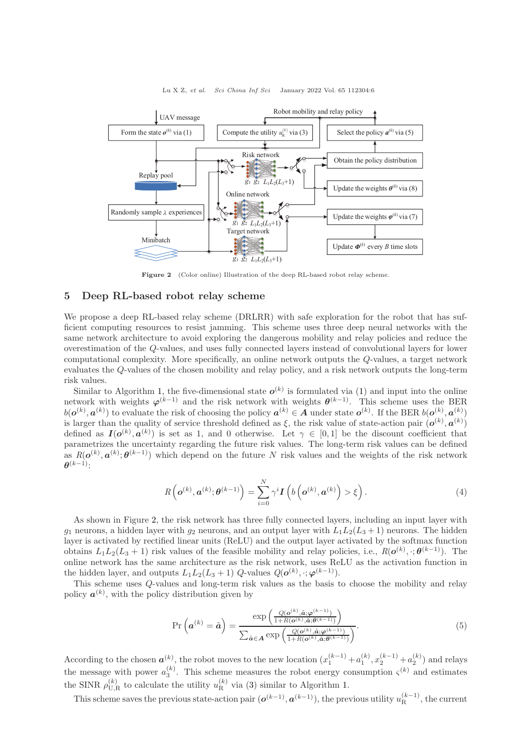Figure 2 (Color online) Illustration of the deep RL-based robot relay scheme.

## 5 Deep RL-based robot relay scheme

We propose a deep RL-based relay scheme (DRLRR) with safe exploration for the robot that has sufficient computing resources to resist jamming. This scheme uses three deep neural networks with the same network architecture to avoid exploring the dangerous mobility and relay policies and reduce the overestimation of the $Q$-values, and uses fully connected layers instead of convolutional layers for lower computational complexity. More specifically, an online network outputs the $Q$-values, a target network evaluates the $Q$-values of the chosen mobility and relay policy, and a risk network outputs the long-term risk values.

Similar to Algorithm 1, the five-dimensional state $\boldsymbol{o}^{(k)}$ is formulated via (1) and input into the online network with weights $\boldsymbol{\varphi}^{(k-1)}$ and the risk network with weights $\boldsymbol{\theta}^{(k-1)}$. This scheme uses the BER $b(\boldsymbol{o}^{(k)}, \boldsymbol{a}^{(k)})$ to evaluate the risk of choosing the policy $\boldsymbol{a}^{(k)} \in \boldsymbol{A}$ under state $\boldsymbol{o}^{(k)}$. If the BER $b(\boldsymbol{o}^{(k)}, \boldsymbol{a}^{(k)})$ is larger than the quality of service threshold defined as $\xi$, the risk value of state-action pair $(\boldsymbol{o}^{(k)}, \boldsymbol{a}^{(k)})$ defined as $\boldsymbol{I}(\boldsymbol{o}^{(k)}, \boldsymbol{a}^{(k)})$ is set as 1, and 0 otherwise. Let $\gamma \in [0, 1]$ be the discount coefficient that parametrizes the uncertainty regarding the future risk values. The long-term risk values can be defined as $R(\boldsymbol{o}^{(k)}, \boldsymbol{a}^{(k)}; \boldsymbol{\theta}^{(k-1)})$ which depend on the future $N$ risk values and the weights of the risk network $\boldsymbol{\theta}^{(k-1)}$:

$$R\left(\boldsymbol{o}^{(k)}, \boldsymbol{a}^{(k)}; \boldsymbol{\theta}^{(k-1)}\right) = \sum_{i=0}^{N} \gamma^{i} \boldsymbol{I}\left(b\left(\boldsymbol{o}^{(k)}, \boldsymbol{a}^{(k)}\right) > \xi\right). \tag{4}$$

As shown in Figure 2, the risk network has three fully connected layers, including an input layer with $g_1$ neurons, a hidden layer with $g_2$ neurons, and an output layer with $L_1 L_2 (L_3 + 1)$ neurons. The hidden layer is activated by rectified linear units (ReLU) and the output layer activated by the softmax function obtains $L_1 L_2 (L_3 + 1)$ risk values of the feasible mobility and relay policies, i.e., $R(\boldsymbol{o}^{(k)}, \cdot; \boldsymbol{\theta}^{(k-1)})$. The online network has the same architecture as the risk network, uses ReLU as the activation function in the hidden layer, and outputs $L_1 L_2 (L_3 + 1)$ $Q$-values $Q(\boldsymbol{o}^{(k)}, \cdot; \boldsymbol{\varphi}^{(k-1)})$.

This scheme uses $Q$-values and long-term risk values as the basis to choose the mobility and relay policy $\boldsymbol{a}^{(k)}$, with the policy distribution given by

$$\Pr\left(\boldsymbol{a}^{(k)} = \tilde{\boldsymbol{a}}\right) = \frac{\exp\left(\frac{Q(\boldsymbol{o}^{(k)}, \tilde{\boldsymbol{a}}; \boldsymbol{\varphi}^{(k-1)})}{1 + R(\boldsymbol{o}^{(k)}, \tilde{\boldsymbol{a}}; \boldsymbol{\theta}^{(k-1)})}\right)}{\sum_{\tilde{\boldsymbol{a}} \in \boldsymbol{A}} \exp\left(\frac{Q(\boldsymbol{o}^{(k)}, \tilde{\boldsymbol{a}}; \boldsymbol{\varphi}^{(k-1)})}{1 + R(\boldsymbol{o}^{(k)}, \tilde{\boldsymbol{a}}; \boldsymbol{\theta}^{(k-1)})}\right)}. \tag{5}$$

According to the chosen $\boldsymbol{a}^{(k)}$, the robot moves to the new location $(x_1^{(k-1)} + a_1^{(k)}, x_2^{(k-1)} + a_2^{(k)})$ and relays the message with power $a_3^{(k)}$. This scheme measures the robot energy consumption $\varsigma^{(k)}$ and estimates the SINR $\rho_{\mathrm{U,R}}^{(k)}$ to calculate the utility $u_{\mathrm{R}}^{(k)}$ via (3) similar to Algorithm 1.

This scheme saves the previous state-action pair $(\boldsymbol{o}^{(k-1)}, \boldsymbol{a}^{(k-1)})$, the previous utility $u_{\mathrm{R}}^{(k-1)}$, the current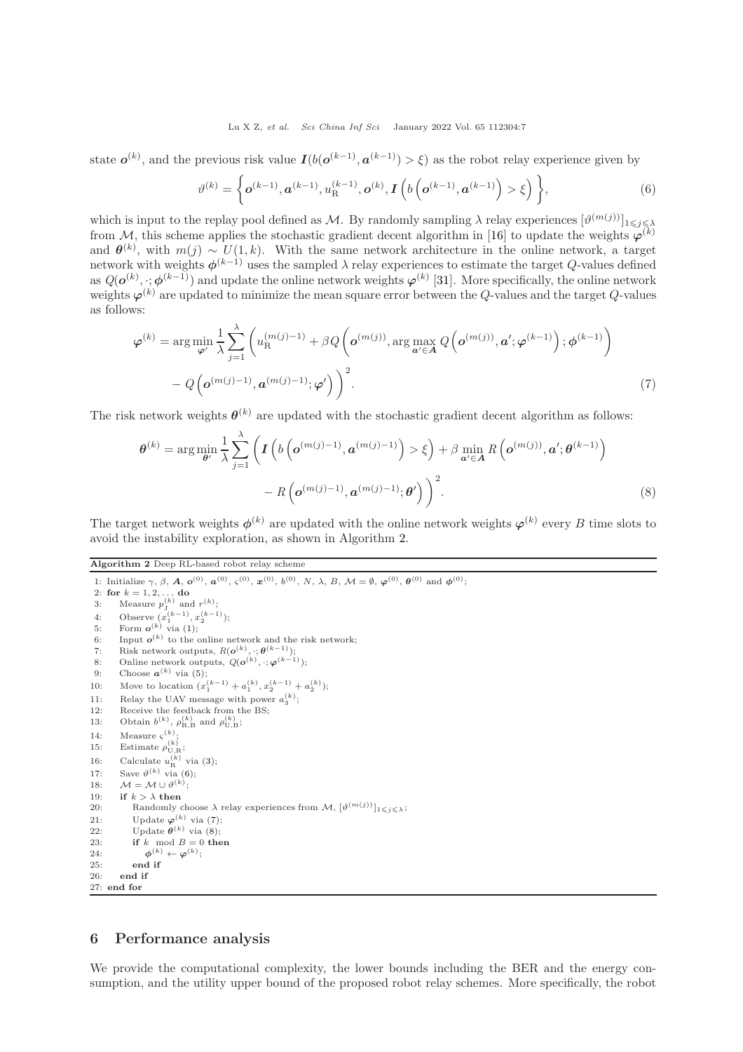state $\boldsymbol{o}^{(k)}$, and the previous risk value $\boldsymbol{I}(b(\boldsymbol{o}^{(k-1)}, \boldsymbol{a}^{(k-1)}) > \xi)$ as the robot relay experience given by

$$\vartheta^{(k)} = \left\{ \boldsymbol{o}^{(k-1)}, \boldsymbol{a}^{(k-1)}, u_{\mathrm{R}}^{(k-1)}, \boldsymbol{o}^{(k)}, \boldsymbol{I}\left( b\left( \boldsymbol{o}^{(k-1)}, \boldsymbol{a}^{(k-1)} \right) > \xi \right) \right\}, \tag{6}$$

which is input to the replay pool defined as $\mathcal{M}$. By randomly sampling $\lambda$ relay experiences $[\vartheta^{(m(j))}]_{1 \leqslant j \leqslant \lambda}$ from $\mathcal{M}$, this scheme applies the stochastic gradient decent algorithm in [16] to update the weights $\boldsymbol{\varphi}^{(k)}$ and $\boldsymbol{\theta}^{(k)}$, with $m(j) \sim U(1,k)$. With the same network architecture in the online network, a target network with weights $\boldsymbol{\phi}^{(k-1)}$ uses the sampled $\lambda$ relay experiences to estimate the target $Q$-values defined as $Q(\boldsymbol{o}^{(k)}, \cdot; \boldsymbol{\phi}^{(k-1)})$ and update the online network weights $\boldsymbol{\varphi}^{(k)}$ [31]. More specifically, the online network weights $\boldsymbol{\varphi}^{(k)}$ are updated to minimize the mean square error between the $Q$-values and the target $Q$-values as follows:

$$\begin{aligned} \boldsymbol{\varphi}^{(k)} = \arg\min_{\boldsymbol{\varphi}'} \frac{1}{\lambda} \sum_{j=1}^{\lambda} \Bigg( & u_{\mathrm{R}}^{(m(j)-1)} + \beta Q\left( \boldsymbol{o}^{(m(j))}, \arg\max_{\boldsymbol{a}' \in \boldsymbol{A}} Q\left( \boldsymbol{o}^{(m(j))}, \boldsymbol{a}'; \boldsymbol{\varphi}^{(k-1)} \right); \boldsymbol{\phi}^{(k-1)} \right) \\ & - Q\left( \boldsymbol{o}^{(m(j)-1)}, \boldsymbol{a}^{(m(j)-1)}; \boldsymbol{\varphi}' \right) \Bigg)^2. \end{aligned} \tag{7}$$

The risk network weights $\boldsymbol{\theta}^{(k)}$ are updated with the stochastic gradient decent algorithm as follows:

$$\begin{aligned} \boldsymbol{\theta}^{(k)} = \arg\min_{\boldsymbol{\theta}'} \frac{1}{\lambda} \sum_{j=1}^{\lambda} \Bigg( & \boldsymbol{I}\left( b\left( \boldsymbol{o}^{(m(j)-1)}, \boldsymbol{a}^{(m(j)-1)} \right) > \xi \right) + \beta \min_{\boldsymbol{a}' \in \boldsymbol{A}} R\left( \boldsymbol{o}^{(m(j))}, \boldsymbol{a}'; \boldsymbol{\theta}^{(k-1)} \right) \\ & - R\left( \boldsymbol{o}^{(m(j)-1)}, \boldsymbol{a}^{(m(j)-1)}; \boldsymbol{\theta}' \right) \Bigg)^2. \end{aligned} \tag{8}$$

The target network weights $\boldsymbol{\phi}^{(k)}$ are updated with the online network weights $\boldsymbol{\varphi}^{(k)}$ every $B$ time slots to avoid the instability exploration, as shown in Algorithm 2.

**Algorithm 2** Deep RL-based robot relay scheme

1: Initialize $\gamma$, $\beta$, $\boldsymbol{A}$, $\boldsymbol{o}^{(0)}$, $\boldsymbol{a}^{(0)}$, $\varsigma^{(0)}$, $\boldsymbol{x}^{(0)}$, $b^{(0)}$, $N$, $\lambda$, $B$, $\mathcal{M} = \emptyset$, $\boldsymbol{\varphi}^{(0)}$, $\boldsymbol{\theta}^{(0)}$ and $\boldsymbol{\phi}^{(0)}$;
2: **for** $k = 1, 2, \ldots$ **do**
3: Measure $p_{\mathrm{J}}^{(k)}$ and $r^{(k)}$;
4: Observe $(x_1^{(k-1)}, x_2^{(k-1)})$;
5: Form $\boldsymbol{o}^{(k)}$ via (1);
6: Input $\boldsymbol{o}^{(k)}$ to the online network and the risk network;
7: Risk network outputs, $R(\boldsymbol{o}^{(k)}, \cdot; \boldsymbol{\theta}^{(k-1)})$;
8: Online network outputs, $Q(\boldsymbol{o}^{(k)}, \cdot; \boldsymbol{\varphi}^{(k-1)})$;
9: Choose $\boldsymbol{a}^{(k)}$ via (5);
10: Move to location $(x_1^{(k-1)} + a_1^{(k)}, x_2^{(k-1)} + a_2^{(k)})$;
11: Relay the UAV message with power $a_3^{(k)}$;
12: Receive the feedback from the BS;
13: Obtain $b^{(k)}$, $\rho_{\mathrm{R,B}}^{(k)}$ and $\rho_{\mathrm{U,B}}^{(k)}$;
14: Measure $\varsigma^{(k)}$;
15: Estimate $\rho_{\mathrm{U,R}}^{(k)}$;
16: Calculate $u_{\mathrm{R}}^{(k)}$ via (3);
17: Save $\vartheta^{(k)}$ via (6);
18: $\mathcal{M} = \mathcal{M} \cup \vartheta^{(k)}$;
19: **if** $k > \lambda$ **then**
20: Randomly choose $\lambda$ relay experiences from $\mathcal{M}$, $[\vartheta^{(m(j))}]_{1 \leqslant j \leqslant \lambda}$;
21: Update $\boldsymbol{\varphi}^{(k)}$ via (7);
22: Update $\boldsymbol{\theta}^{(k)}$ via (8);
23: **if** $k \mod B = 0$ **then**
24: $\boldsymbol{\phi}^{(k)} \leftarrow \boldsymbol{\varphi}^{(k)}$;
25: **end if**
26: **end if**
27: **end for**

## 6 Performance analysis

We provide the computational complexity, the lower bounds including the BER and the energy consumption, and the utility upper bound of the proposed robot relay schemes. More specifically, the robot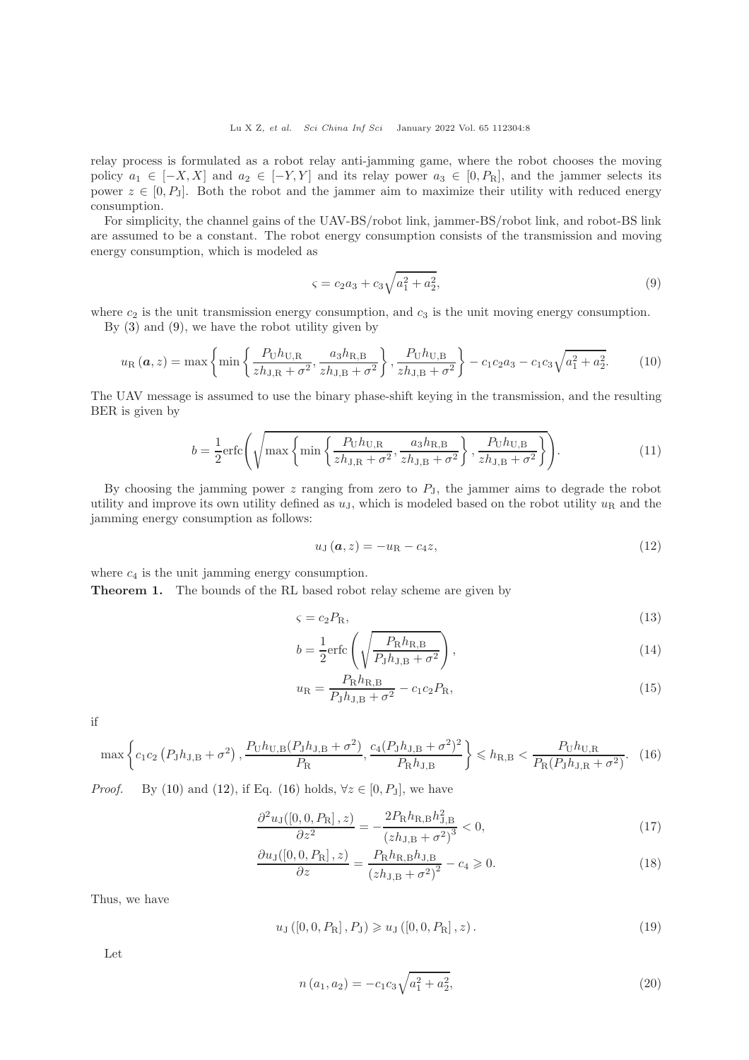relay process is formulated as a robot relay anti-jamming game, where the robot chooses the moving policy $a_1 \in [-X, X]$ and $a_2 \in [-Y, Y]$ and its relay power $a_3 \in [0, P_{\rm R}]$, and the jammer selects its power $z \in [0, P_{\rm J}]$. Both the robot and the jammer aim to maximize their utility with reduced energy consumption.

For simplicity, the channel gains of the UAV-BS/robot link, jammer-BS/robot link, and robot-BS link are assumed to be a constant. The robot energy consumption consists of the transmission and moving energy consumption, which is modeled as

$$\varsigma = c_2 a_3 + c_3 \sqrt{a_1^2 + a_2^2}, \tag{9}$$

where $c_2$ is the unit transmission energy consumption, and $c_3$ is the unit moving energy consumption.

By (3) and (9), we have the robot utility given by

$$u_{\rm R}(\boldsymbol{a}, z) = \max\left\{\min\left\{\frac{P_{\rm U} h_{\rm U,R}}{z h_{\rm J,R} + \sigma^2}, \frac{a_3 h_{\rm R,B}}{z h_{\rm J,B} + \sigma^2}\right\}, \frac{P_{\rm U} h_{\rm U,B}}{z h_{\rm J,B} + \sigma^2}\right\} - c_1 c_2 a_3 - c_1 c_3 \sqrt{a_1^2 + a_2^2}. \tag{10}$$

The UAV message is assumed to use the binary phase-shift keying in the transmission, and the resulting BER is given by

$$b = \frac{1}{2}{\rm erfc}\left(\sqrt{\max\left\{\min\left\{\frac{P_{\rm U} h_{\rm U,R}}{z h_{\rm J,R} + \sigma^2}, \frac{a_3 h_{\rm R,B}}{z h_{\rm J,B} + \sigma^2}\right\}, \frac{P_{\rm U} h_{\rm U,B}}{z h_{\rm J,B} + \sigma^2}\right\}}\right). \tag{11}$$

By choosing the jamming power $z$ ranging from zero to $P_{\rm J}$, the jammer aims to degrade the robot utility and improve its own utility defined as $u_{\rm J}$, which is modeled based on the robot utility $u_{\rm R}$ and the jamming energy consumption as follows:

$$u_{\rm J}(\boldsymbol{a}, z) = -u_{\rm R} - c_4 z, \tag{12}$$

where $c_4$ is the unit jamming energy consumption.

**Theorem 1.** The bounds of the RL based robot relay scheme are given by

$$\varsigma = c_2 P_{\rm R}, \tag{13}$$

$$b = \frac{1}{2}{\rm erfc}\left(\sqrt{\frac{P_{\rm R} h_{\rm R,B}}{P_{\rm J} h_{\rm J,B} + \sigma^2}}\right), \tag{14}$$

$$u_{\rm R} = \frac{P_{\rm R} h_{\rm R,B}}{P_{\rm J} h_{\rm J,B} + \sigma^2} - c_1 c_2 P_{\rm R}, \tag{15}$$

if

$$\max\left\{c_1 c_2\left(P_{\rm J} h_{\rm J,B} + \sigma^2\right), \frac{P_{\rm U} h_{\rm U,B}(P_{\rm J} h_{\rm J,B} + \sigma^2)}{P_{\rm R}}, \frac{c_4 (P_{\rm J} h_{\rm J,B} + \sigma^2)^2}{P_{\rm R} h_{\rm J,B}}\right\} \leqslant h_{\rm R,B} < \frac{P_{\rm U} h_{\rm U,R}}{P_{\rm R}(P_{\rm J} h_{\rm J,R} + \sigma^2)}. \tag{16}$$

*Proof.* By (10) and (12), if Eq. (16) holds, $\forall z \in [0, P_{\rm J}]$, we have

$$\frac{\partial^2 u_{\rm J}([0, 0, P_{\rm R}], z)}{\partial z^2} = -\frac{2 P_{\rm R} h_{\rm R,B} h_{\rm J,B}^2}{\left(z h_{\rm J,B} + \sigma^2\right)^3} < 0, \tag{17}$$

$$\frac{\partial u_{\rm J}([0, 0, P_{\rm R}], z)}{\partial z} = \frac{P_{\rm R} h_{\rm R,B} h_{\rm J,B}}{\left(z h_{\rm J,B} + \sigma^2\right)^2} - c_4 \geqslant 0. \tag{18}$$

Thus, we have

$$u_{\rm J}\left([0, 0, P_{\rm R}], P_{\rm J}\right) \geqslant u_{\rm J}\left([0, 0, P_{\rm R}], z\right). \tag{19}$$

Let

$$n\left(a_1, a_2\right) = -c_1 c_3 \sqrt{a_1^2 + a_2^2}, \tag{20}$$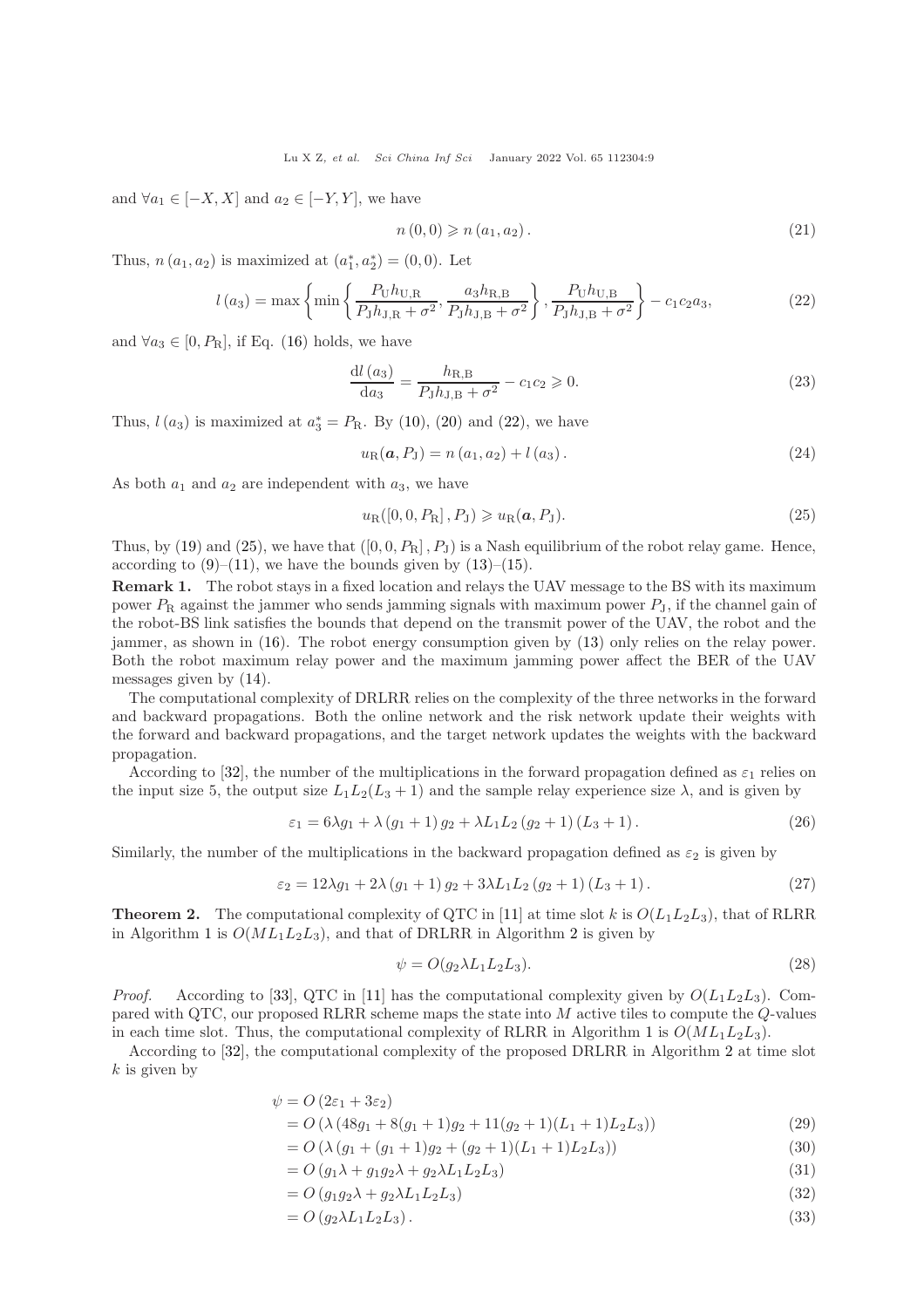and $\forall a_1 \in [-X, X]$ and $a_2 \in [-Y, Y]$, we have

$$n(0,0) \geqslant n(a_1, a_2). \tag{21}$$

Thus, $n(a_1, a_2)$ is maximized at $(a_1^*, a_2^*) = (0, 0)$. Let

$$l(a_3) = \max\left\{\min\left\{\frac{P_{\rm U}h_{\rm U,R}}{P_{\rm J}h_{\rm J,R}+\sigma^2}, \frac{a_3 h_{\rm R,B}}{P_{\rm J}h_{\rm J,B}+\sigma^2}\right\}, \frac{P_{\rm U}h_{\rm U,B}}{P_{\rm J}h_{\rm J,B}+\sigma^2}\right\} - c_1 c_2 a_3, \tag{22}$$

and $\forall a_3 \in [0, P_{\rm R}]$, if Eq. (16) holds, we have

$$\frac{{\rm d}l(a_3)}{{\rm d}a_3} = \frac{h_{\rm R,B}}{P_{\rm J}h_{\rm J,B}+\sigma^2} - c_1 c_2 \geqslant 0. \tag{23}$$

Thus, $l(a_3)$ is maximized at $a_3^* = P_{\rm R}$. By (10), (20) and (22), we have

$$u_{\rm R}(\boldsymbol{a}, P_{\rm J}) = n(a_1, a_2) + l(a_3). \tag{24}$$

As both $a_1$ and $a_2$ are independent with $a_3$, we have

$$u_{\rm R}([0, 0, P_{\rm R}], P_{\rm J}) \geqslant u_{\rm R}(\boldsymbol{a}, P_{\rm J}). \tag{25}$$

Thus, by (19) and (25), we have that $([0, 0, P_{\rm R}], P_{\rm J})$ is a Nash equilibrium of the robot relay game. Hence, according to (9)–(11), we have the bounds given by (13)–(15).

**Remark 1.** The robot stays in a fixed location and relays the UAV message to the BS with its maximum power $P_{\rm R}$ against the jammer who sends jamming signals with maximum power $P_{\rm J}$, if the channel gain of the robot-BS link satisfies the bounds that depend on the transmit power of the UAV, the robot and the jammer, as shown in (16). The robot energy consumption given by (13) only relies on the relay power. Both the robot maximum relay power and the maximum jamming power affect the BER of the UAV messages given by (14).

The computational complexity of DRLRR relies on the complexity of the three networks in the forward and backward propagations. Both the online network and the risk network update their weights with the forward and backward propagations, and the target network updates the weights with the backward propagation.

According to [32], the number of the multiplications in the forward propagation defined as $\varepsilon_1$ relies on the input size 5, the output size $L_1L_2(L_3+1)$ and the sample relay experience size $\lambda$, and is given by

$$\varepsilon_1 = 6\lambda g_1 + \lambda(g_1+1)g_2 + \lambda L_1 L_2 (g_2+1)(L_3+1). \tag{26}$$

Similarly, the number of the multiplications in the backward propagation defined as $\varepsilon_2$ is given by

$$\varepsilon_2 = 12\lambda g_1 + 2\lambda(g_1+1)g_2 + 3\lambda L_1 L_2 (g_2+1)(L_3+1). \tag{27}$$

**Theorem 2.** The computational complexity of QTC in [11] at time slot $k$ is $O(L_1L_2L_3)$, that of RLRR in Algorithm 1 is $O(ML_1L_2L_3)$, and that of DRLRR in Algorithm 2 is given by

$$\psi = O(g_2\lambda L_1 L_2 L_3). \tag{28}$$

*Proof.* According to [33], QTC in [11] has the computational complexity given by $O(L_1L_2L_3)$. Compared with QTC, our proposed RLRR scheme maps the state into $M$ active tiles to compute the $Q$-values in each time slot. Thus, the computational complexity of RLRR in Algorithm 1 is $O(ML_1L_2L_3)$.

According to [32], the computational complexity of the proposed DRLRR in Algorithm 2 at time slot $k$ is given by

$$
\begin{aligned}
\psi &= O(2\varepsilon_1 + 3\varepsilon_2) \\
&= O(\lambda(48g_1 + 8(g_1+1)g_2 + 11(g_2+1)(L_1+1)L_2L_3)) &(29)\\
&= O(\lambda(g_1 + (g_1+1)g_2 + (g_2+1)(L_1+1)L_2L_3)) &(30)\\
&= O(g_1\lambda + g_1g_2\lambda + g_2\lambda L_1L_2L_3) &(31)\\
&= O(g_1g_2\lambda + g_2\lambda L_1L_2L_3) &(32)\\
&= O(g_2\lambda L_1L_2L_3). &(33)
\end{aligned}
$$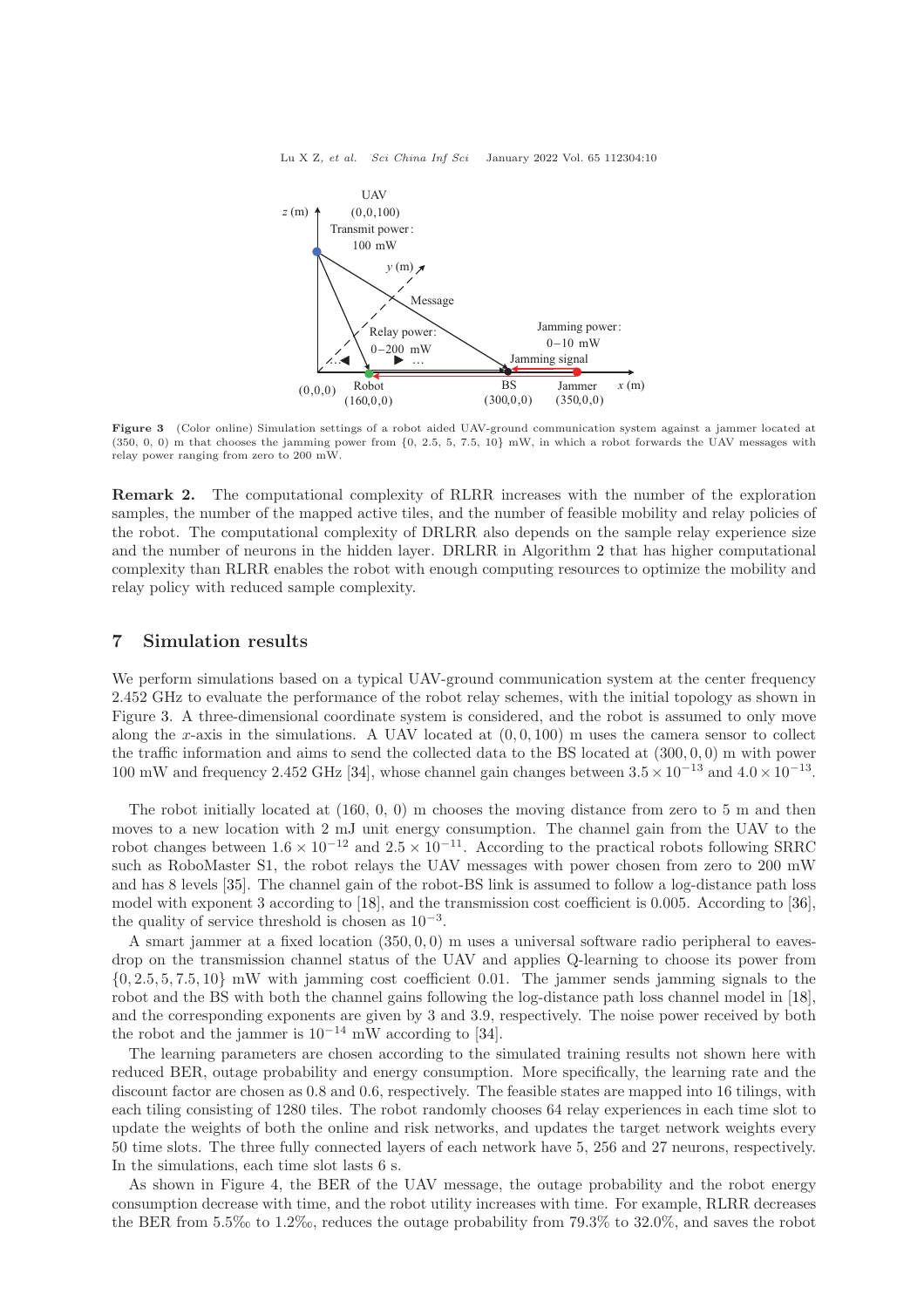Figure 3 (Color online) Simulation settings of a robot aided UAV-ground communication system against a jammer located at (350, 0, 0) m that chooses the jamming power from {0, 2.5, 5, 7.5, 10} mW, in which a robot forwards the UAV messages with relay power ranging from zero to 200 mW.

**Remark 2.** The computational complexity of RLRR increases with the number of the exploration samples, the number of the mapped active tiles, and the number of feasible mobility and relay policies of the robot. The computational complexity of DRLRR also depends on the sample relay experience size and the number of neurons in the hidden layer. DRLRR in Algorithm 2 that has higher computational complexity than RLRR enables the robot with enough computing resources to optimize the mobility and relay policy with reduced sample complexity.

## 7 Simulation results

We perform simulations based on a typical UAV-ground communication system at the center frequency 2.452 GHz to evaluate the performance of the robot relay schemes, with the initial topology as shown in Figure 3. A three-dimensional coordinate system is considered, and the robot is assumed to only move along the $x$-axis in the simulations. A UAV located at $(0, 0, 100)$ m uses the camera sensor to collect the traffic information and aims to send the collected data to the BS located at $(300, 0, 0)$ m with power 100 mW and frequency 2.452 GHz [34], whose channel gain changes between $3.5 \times 10^{-13}$ and $4.0 \times 10^{-13}$.

The robot initially located at (160, 0, 0) m chooses the moving distance from zero to 5 m and then moves to a new location with 2 mJ unit energy consumption. The channel gain from the UAV to the robot changes between $1.6 \times 10^{-12}$ and $2.5 \times 10^{-11}$. According to the practical robots following SRRC such as RoboMaster S1, the robot relays the UAV messages with power chosen from zero to 200 mW and has 8 levels [35]. The channel gain of the robot-BS link is assumed to follow a log-distance path loss model with exponent 3 according to [18], and the transmission cost coefficient is 0.005. According to [36], the quality of service threshold is chosen as $10^{-3}$.

A smart jammer at a fixed location $(350, 0, 0)$ m uses a universal software radio peripheral to eavesdrop on the transmission channel status of the UAV and applies Q-learning to choose its power from $\{0, 2.5, 5, 7.5, 10\}$ mW with jamming cost coefficient 0.01. The jammer sends jamming signals to the robot and the BS with both the channel gains following the log-distance path loss channel model in [18], and the corresponding exponents are given by 3 and 3.9, respectively. The noise power received by both the robot and the jammer is $10^{-14}$ mW according to [34].

The learning parameters are chosen according to the simulated training results not shown here with reduced BER, outage probability and energy consumption. More specifically, the learning rate and the discount factor are chosen as 0.8 and 0.6, respectively. The feasible states are mapped into 16 tilings, with each tiling consisting of 1280 tiles. The robot randomly chooses 64 relay experiences in each time slot to update the weights of both the online and risk networks, and updates the target network weights every 50 time slots. The three fully connected layers of each network have 5, 256 and 27 neurons, respectively. In the simulations, each time slot lasts 6 s.

As shown in Figure 4, the BER of the UAV message, the outage probability and the robot energy consumption decrease with time, and the robot utility increases with time. For example, RLRR decreases the BER from 5.5‰ to 1.2‰, reduces the outage probability from 79.3% to 32.0%, and saves the robot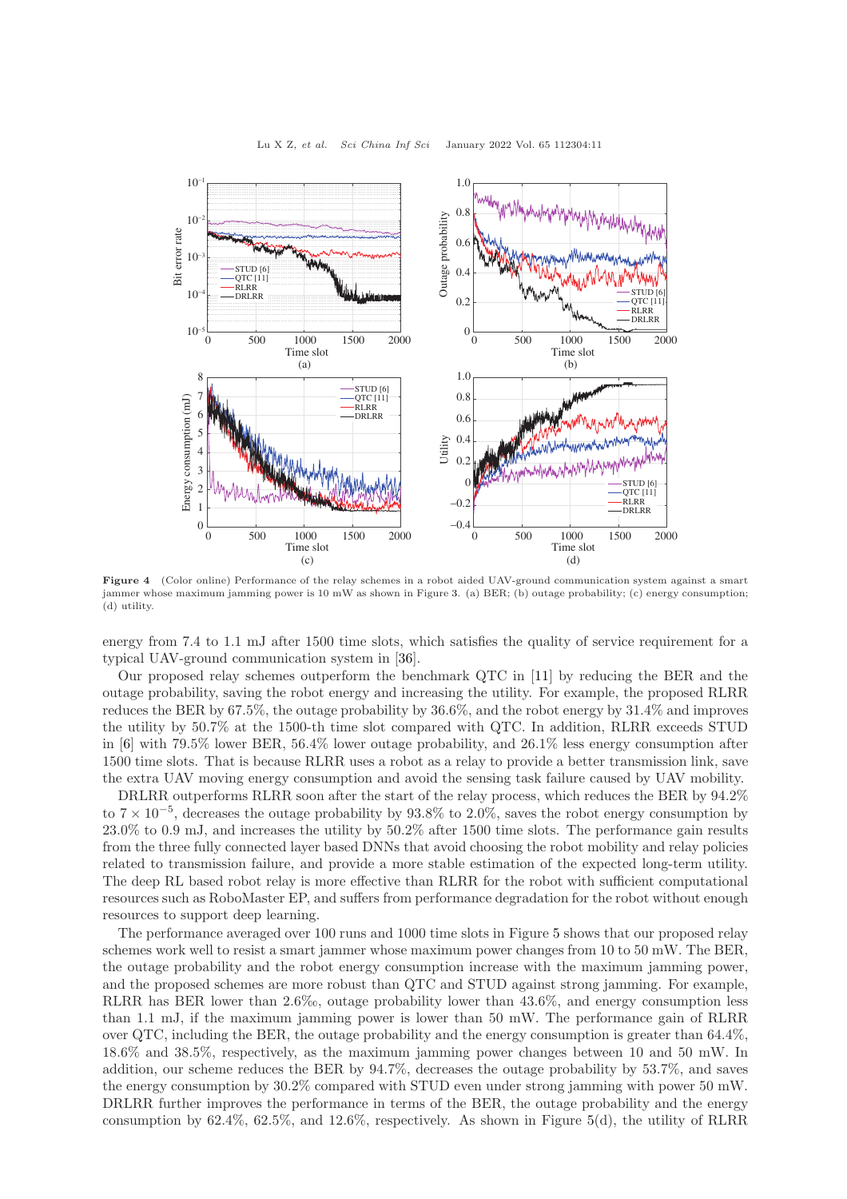Figure 4 (Color online) Performance of the relay schemes in a robot aided UAV-ground communication system against a smart jammer whose maximum jamming power is 10 mW as shown in Figure 3. (a) BER; (b) outage probability; (c) energy consumption; (d) utility.

energy from 7.4 to 1.1 mJ after 1500 time slots, which satisfies the quality of service requirement for a typical UAV-ground communication system in [36].

Our proposed relay schemes outperform the benchmark QTC in [11] by reducing the BER and the outage probability, saving the robot energy and increasing the utility. For example, the proposed RLRR reduces the BER by 67.5%, the outage probability by 36.6%, and the robot energy by 31.4% and improves the utility by 50.7% at the 1500-th time slot compared with QTC. In addition, RLRR exceeds STUD in [6] with 79.5% lower BER, 56.4% lower outage probability, and 26.1% less energy consumption after 1500 time slots. That is because RLRR uses a robot as a relay to provide a better transmission link, save the extra UAV moving energy consumption and avoid the sensing task failure caused by UAV mobility.

DRLRR outperforms RLRR soon after the start of the relay process, which reduces the BER by 94.2% to $7 \times 10^{-5}$, decreases the outage probability by 93.8% to 2.0%, saves the robot energy consumption by 23.0% to 0.9 mJ, and increases the utility by 50.2% after 1500 time slots. The performance gain results from the three fully connected layer based DNNs that avoid choosing the robot mobility and relay policies related to transmission failure, and provide a more stable estimation of the expected long-term utility. The deep RL based robot relay is more effective than RLRR for the robot with sufficient computational resources such as RoboMaster EP, and suffers from performance degradation for the robot without enough resources to support deep learning.

The performance averaged over 100 runs and 1000 time slots in Figure 5 shows that our proposed relay schemes work well to resist a smart jammer whose maximum power changes from 10 to 50 mW. The BER, the outage probability and the robot energy consumption increase with the maximum jamming power, and the proposed schemes are more robust than QTC and STUD against strong jamming. For example, RLRR has BER lower than 2.6‰, outage probability lower than 43.6%, and energy consumption less than 1.1 mJ, if the maximum jamming power is lower than 50 mW. The performance gain of RLRR over QTC, including the BER, the outage probability and the energy consumption is greater than 64.4%, 18.6% and 38.5%, respectively, as the maximum jamming power changes between 10 and 50 mW. In addition, our scheme reduces the BER by 94.7%, decreases the outage probability by 53.7%, and saves the energy consumption by 30.2% compared with STUD even under strong jamming with power 50 mW. DRLRR further improves the performance in terms of the BER, the outage probability and the energy consumption by 62.4%, 62.5%, and 12.6%, respectively. As shown in Figure 5(d), the utility of RLRR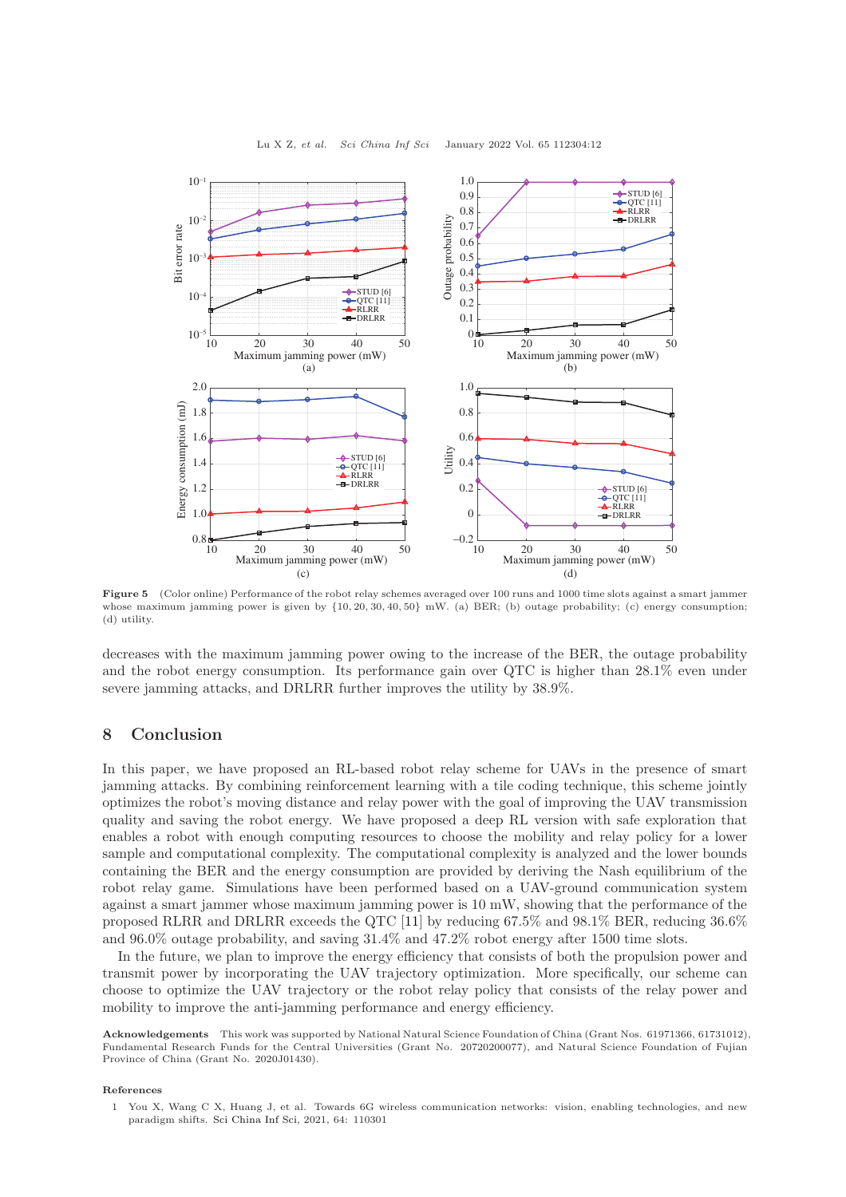Figure 5 (Color online) Performance of the robot relay schemes averaged over 100 runs and 1000 time slots against a smart jammer whose maximum jamming power is given by $\{10, 20, 30, 40, 50\}$ mW. (a) BER; (b) outage probability; (c) energy consumption; (d) utility.

decreases with the maximum jamming power owing to the increase of the BER, the outage probability and the robot energy consumption. Its performance gain over QTC is higher than 28.1% even under severe jamming attacks, and DRLRR further improves the utility by 38.9%.

## 8 Conclusion

In this paper, we have proposed an RL-based robot relay scheme for UAVs in the presence of smart jamming attacks. By combining reinforcement learning with a tile coding technique, this scheme jointly optimizes the robot's moving distance and relay power with the goal of improving the UAV transmission quality and saving the robot energy. We have proposed a deep RL version with safe exploration that enables a robot with enough computing resources to choose the mobility and relay policy for a lower sample and computational complexity. The computational complexity is analyzed and the lower bounds containing the BER and the energy consumption are provided by deriving the Nash equilibrium of the robot relay game. Simulations have been performed based on a UAV-ground communication system against a smart jammer whose maximum jamming power is 10 mW, showing that the performance of the proposed RLRR and DRLRR exceeds the QTC [11] by reducing 67.5% and 98.1% BER, reducing 36.6% and 96.0% outage probability, and saving 31.4% and 47.2% robot energy after 1500 time slots.

In the future, we plan to improve the energy efficiency that consists of both the propulsion power and transmit power by incorporating the UAV trajectory optimization. More specifically, our scheme can choose to optimize the UAV trajectory or the robot relay policy that consists of the relay power and mobility to improve the anti-jamming performance and energy efficiency.

**Acknowledgements** This work was supported by National Natural Science Foundation of China (Grant Nos. 61971366, 61731012), Fundamental Research Funds for the Central Universities (Grant No. 20720200077), and Natural Science Foundation of Fujian Province of China (Grant No. 2020J01430).

**References**

1 You X, Wang C X, Huang J, et al. Towards 6G wireless communication networks: vision, enabling technologies, and new paradigm shifts. Sci China Inf Sci, 2021, 64: 110301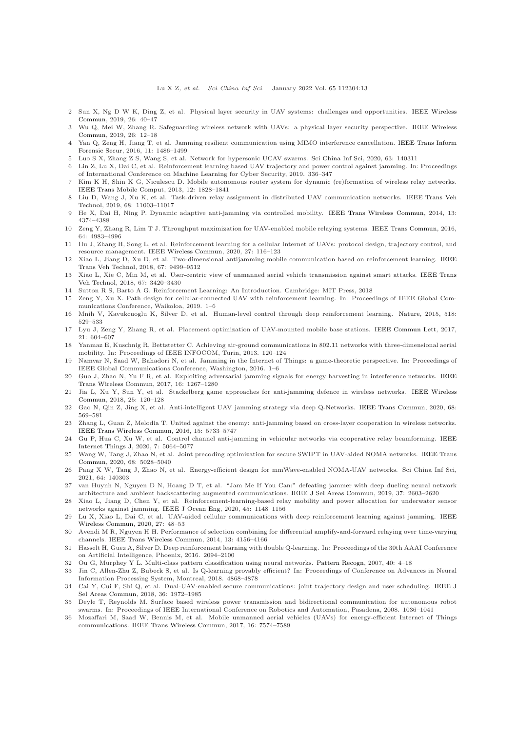2 Sun X, Ng D W K, Ding Z, et al. Physical layer security in UAV systems: challenges and opportunities. IEEE Wireless Commun, 2019, 26: 40–47

3 Wu Q, Mei W, Zhang R. Safeguarding wireless network with UAVs: a physical layer security perspective. IEEE Wireless Commun, 2019, 26: 12–18

4 Yan Q, Zeng H, Jiang T, et al. Jamming resilient communication using MIMO interference cancellation. IEEE Trans Inform Forensic Secur, 2016, 11: 1486–1499

5 Luo S X, Zhang Z S, Wang S, et al. Network for hypersonic UCAV swarms. Sci China Inf Sci, 2020, 63: 140311

6 Lin Z, Lu X, Dai C, et al. Reinforcement learning based UAV trajectory and power control against jamming. In: Proceedings of International Conference on Machine Learning for Cyber Security, 2019. 336–347

7 Kim K H, Shin K G, Niculescu D. Mobile autonomous router system for dynamic (re)formation of wireless relay networks. IEEE Trans Mobile Comput, 2013, 12: 1828–1841

8 Liu D, Wang J, Xu K, et al. Task-driven relay assignment in distributed UAV communication networks. IEEE Trans Veh Technol, 2019, 68: 11003–11017

9 He X, Dai H, Ning P. Dynamic adaptive anti-jamming via controlled mobility. IEEE Trans Wireless Commun, 2014, 13: 4374–4388

10 Zeng Y, Zhang R, Lim T J. Throughput maximization for UAV-enabled mobile relaying systems. IEEE Trans Commun, 2016, 64: 4983–4996

11 Hu J, Zhang H, Song L, et al. Reinforcement learning for a cellular Internet of UAVs: protocol design, trajectory control, and resource management. IEEE Wireless Commun, 2020, 27: 116–123

12 Xiao L, Jiang D, Xu D, et al. Two-dimensional antijamming mobile communication based on reinforcement learning. IEEE Trans Veh Technol, 2018, 67: 9499–9512

13 Xiao L, Xie C, Min M, et al. User-centric view of unmanned aerial vehicle transmission against smart attacks. IEEE Trans Veh Technol, 2018, 67: 3420–3430

14 Sutton R S, Barto A G. Reinforcement Learning: An Introduction. Cambridge: MIT Press, 2018

15 Zeng Y, Xu X. Path design for cellular-connected UAV with reinforcement learning. In: Proceedings of IEEE Global Communications Conference, Waikoloa, 2019. 1–6

16 Mnih V, Kavukcuoglu K, Silver D, et al. Human-level control through deep reinforcement learning. Nature, 2015, 518: 529–533

17 Lyu J, Zeng Y, Zhang R, et al. Placement optimization of UAV-mounted mobile base stations. IEEE Commun Lett, 2017, 21: 604–607

18 Yanmaz E, Kuschnig R, Bettstetter C. Achieving air-ground communications in 802.11 networks with three-dimensional aerial mobility. In: Proceedings of IEEE INFOCOM, Turin, 2013. 120–124

19 Namvar N, Saad W, Bahadori N, et al. Jamming in the Internet of Things: a game-theoretic perspective. In: Proceedings of IEEE Global Communications Conference, Washington, 2016. 1–6

20 Guo J, Zhao N, Yu F R, et al. Exploiting adversarial jamming signals for energy harvesting in interference networks. IEEE Trans Wireless Commun, 2017, 16: 1267–1280

21 Jia L, Xu Y, Sun Y, et al. Stackelberg game approaches for anti-jamming defence in wireless networks. IEEE Wireless Commun, 2018, 25: 120–128

22 Gao N, Qin Z, Jing X, et al. Anti-intelligent UAV jamming strategy via deep Q-Networks. IEEE Trans Commun, 2020, 68: 569–581

23 Zhang L, Guan Z, Melodia T. United against the enemy: anti-jamming based on cross-layer cooperation in wireless networks. IEEE Trans Wireless Commun, 2016, 15: 5733–5747

24 Gu P, Hua C, Xu W, et al. Control channel anti-jamming in vehicular networks via cooperative relay beamforming. IEEE Internet Things J, 2020, 7: 5064–5077

25 Wang W, Tang J, Zhao N, et al. Joint precoding optimization for secure SWIPT in UAV-aided NOMA networks. IEEE Trans Commun, 2020, 68: 5028–5040

26 Pang X W, Tang J, Zhao N, et al. Energy-efficient design for mmWave-enabled NOMA-UAV networks. Sci China Inf Sci, 2021, 64: 140303

27 van Huynh N, Nguyen D N, Hoang D T, et al. "Jam Me If You Can:" defeating jammer with deep dueling neural network architecture and ambient backscattering augmented communications. IEEE J Sel Areas Commun, 2019, 37: 2603–2620

28 Xiao L, Jiang D, Chen Y, et al. Reinforcement-learning-based relay mobility and power allocation for underwater sensor networks against jamming. IEEE J Ocean Eng, 2020, 45: 1148–1156

29 Lu X, Xiao L, Dai C, et al. UAV-aided cellular communications with deep reinforcement learning against jamming. IEEE Wireless Commun, 2020, 27: 48–53

30 Avendi M R, Nguyen H H. Performance of selection combining for differential amplify-and-forward relaying over time-varying channels. IEEE Trans Wireless Commun, 2014, 13: 4156–4166

31 Hasselt H, Guez A, Silver D. Deep reinforcement learning with double Q-learning. In: Proceedings of the 30th AAAI Conference on Artificial Intelligence, Phoenix, 2016. 2094–2100

32 Ou G, Murphey Y L. Multi-class pattern classification using neural networks. Pattern Recogn, 2007, 40: 4–18

33 Jin C, Allen-Zhu Z, Bubeck S, et al. Is Q-learning provably efficient? In: Proceedings of Conference on Advances in Neural Information Processing System, Montreal, 2018. 4868–4878

34 Cai Y, Cui F, Shi Q, et al. Dual-UAV-enabled secure communications: joint trajectory design and user scheduling. IEEE J Sel Areas Commun, 2018, 36: 1972–1985

35 Deyle T, Reynolds M. Surface based wireless power transmission and bidirectional communication for autonomous robot swarms. In: Proceedings of IEEE International Conference on Robotics and Automation, Pasadena, 2008. 1036–1041

36 Mozaffari M, Saad W, Bennis M, et al. Mobile unmanned aerial vehicles (UAVs) for energy-efficient Internet of Things communications. IEEE Trans Wireless Commun, 2017, 16: 7574–7589